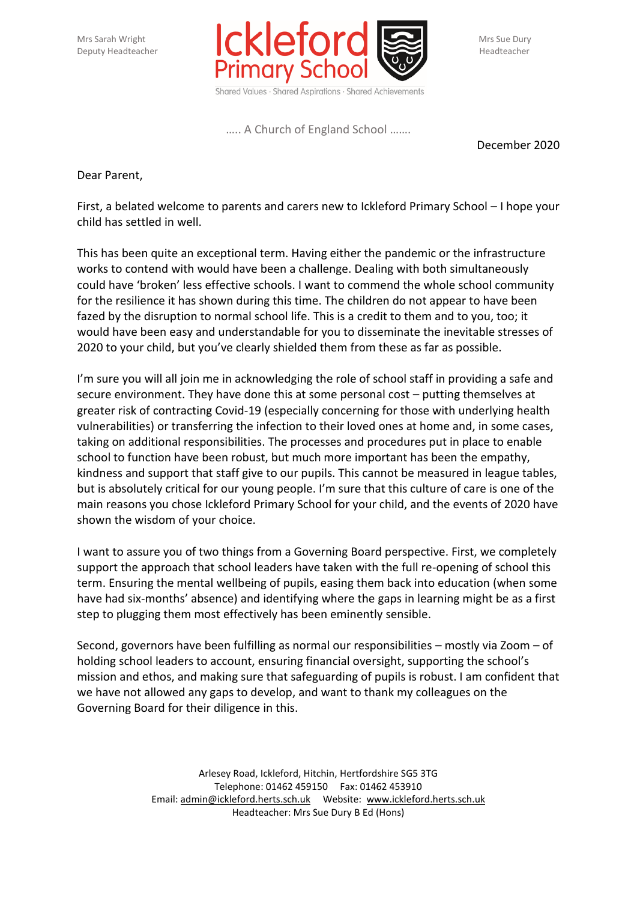Mrs Sarah Wright
Deputy Headteacher

# Ickleford Primary School

Shared Values · Shared Aspirations · Shared Achievements

Mrs Sue Dury
Headteacher

….. A Church of England School …….

December 2020

Dear Parent,

First, a belated welcome to parents and carers new to Ickleford Primary School – I hope your child has settled in well.

This has been quite an exceptional term. Having either the pandemic or the infrastructure works to contend with would have been a challenge. Dealing with both simultaneously could have 'broken' less effective schools. I want to commend the whole school community for the resilience it has shown during this time. The children do not appear to have been fazed by the disruption to normal school life. This is a credit to them and to you, too; it would have been easy and understandable for you to disseminate the inevitable stresses of 2020 to your child, but you've clearly shielded them from these as far as possible.

I'm sure you will all join me in acknowledging the role of school staff in providing a safe and secure environment. They have done this at some personal cost – putting themselves at greater risk of contracting Covid-19 (especially concerning for those with underlying health vulnerabilities) or transferring the infection to their loved ones at home and, in some cases, taking on additional responsibilities. The processes and procedures put in place to enable school to function have been robust, but much more important has been the empathy, kindness and support that staff give to our pupils. This cannot be measured in league tables, but is absolutely critical for our young people. I'm sure that this culture of care is one of the main reasons you chose Ickleford Primary School for your child, and the events of 2020 have shown the wisdom of your choice.

I want to assure you of two things from a Governing Board perspective. First, we completely support the approach that school leaders have taken with the full re-opening of school this term. Ensuring the mental wellbeing of pupils, easing them back into education (when some have had six-months' absence) and identifying where the gaps in learning might be as a first step to plugging them most effectively has been eminently sensible.

Second, governors have been fulfilling as normal our responsibilities – mostly via Zoom – of holding school leaders to account, ensuring financial oversight, supporting the school's mission and ethos, and making sure that safeguarding of pupils is robust. I am confident that we have not allowed any gaps to develop, and want to thank my colleagues on the Governing Board for their diligence in this.

Arlesey Road, Ickleford, Hitchin, Hertfordshire SG5 3TG
Telephone: 01462 459150 Fax: 01462 453910
Email: admin@ickleford.herts.sch.uk Website: www.ickleford.herts.sch.uk
Headteacher: Mrs Sue Dury B Ed (Hons)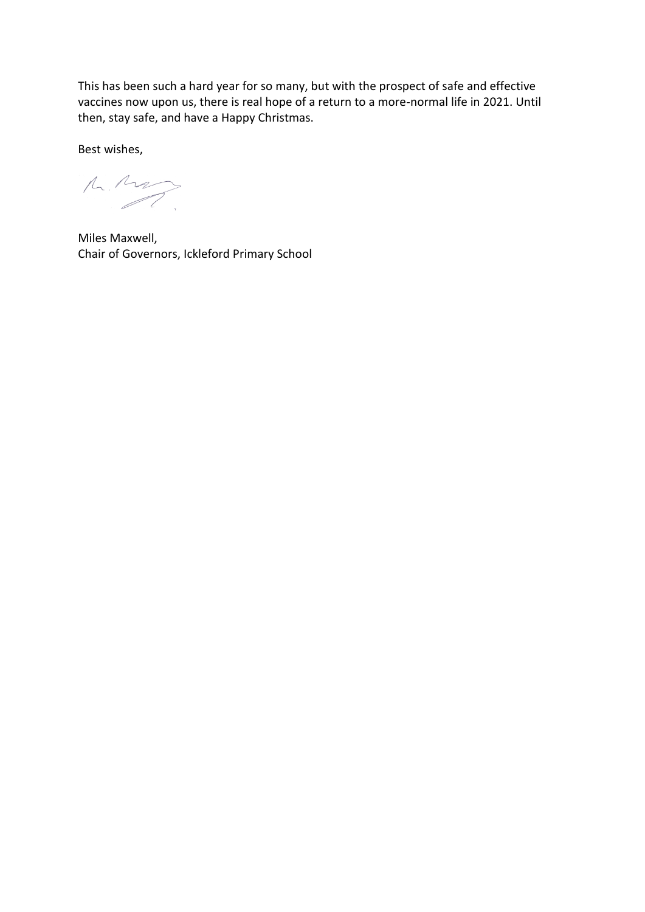This has been such a hard year for so many, but with the prospect of safe and effective vaccines now upon us, there is real hope of a return to a more-normal life in 2021. Until then, stay safe, and have a Happy Christmas.

Best wishes,

Miles Maxwell,  
Chair of Governors, Ickleford Primary School